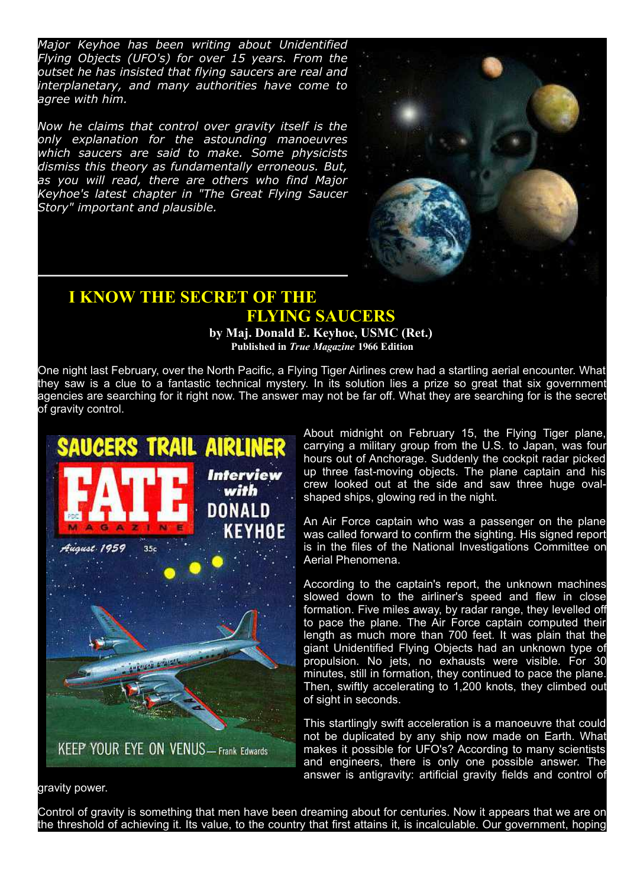*Major Keyhoe has been writing about Unidentified Flying Objects (UFO's) for over 15 years. From the outset he has insisted that flying saucers are real and interplanetary, and many authorities have come to agree with him.*

*Now he claims that control over gravity itself is the only explanation for the astounding manoeuvres which saucers are said to make. Some physicists dismiss this theory as fundamentally erroneous. But, as you will read, there are others who find Major Keyhoe's latest chapter in "The Great Flying Saucer Story" important and plausible.*

# I KNOW THE SECRET OF THE FLYING SAUCERS

**by Maj. Donald E. Keyhoe, USMC (Ret.)**

**Published in *True Magazine* 1966 Edition**

One night last February, over the North Pacific, a Flying Tiger Airlines crew had a startling aerial encounter. What they saw is a clue to a fantastic technical mystery. In its solution lies a prize so great that six government agencies are searching for it right now. The answer may not be far off. What they are searching for is the secret of gravity control.

About midnight on February 15, the Flying Tiger plane, carrying a military group from the U.S. to Japan, was four hours out of Anchorage. Suddenly the cockpit radar picked up three fast-moving objects. The plane captain and his crew looked out at the side and saw three huge oval-shaped ships, glowing red in the night.

An Air Force captain who was a passenger on the plane was called forward to confirm the sighting. His signed report is in the files of the National Investigations Committee on Aerial Phenomena.

According to the captain's report, the unknown machines slowed down to the airliner's speed and flew in close formation. Five miles away, by radar range, they levelled off to pace the plane. The Air Force captain computed their length as much more than 700 feet. It was plain that the giant Unidentified Flying Objects had an unknown type of propulsion. No jets, no exhausts were visible. For 30 minutes, still in formation, they continued to pace the plane. Then, swiftly accelerating to 1,200 knots, they climbed out of sight in seconds.

This startlingly swift acceleration is a manoeuvre that could not be duplicated by any ship now made on Earth. What makes it possible for UFO's? According to many scientists and engineers, there is only one possible answer. The answer is antigravity: artificial gravity fields and control of gravity power.

Control of gravity is something that men have been dreaming about for centuries. Now it appears that we are on the threshold of achieving it. Its value, to the country that first attains it, is incalculable. Our government, hoping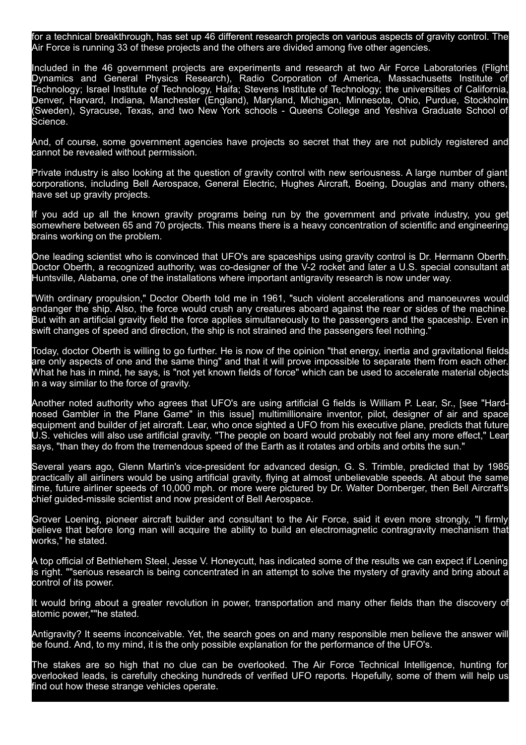for a technical breakthrough, has set up 46 different research projects on various aspects of gravity control. The Air Force is running 33 of these projects and the others are divided among five other agencies.

Included in the 46 government projects are experiments and research at two Air Force Laboratories (Flight Dynamics and General Physics Research), Radio Corporation of America, Massachusetts Institute of Technology; Israel Institute of Technology, Haifa; Stevens Institute of Technology; the universities of California, Denver, Harvard, Indiana, Manchester (England), Maryland, Michigan, Minnesota, Ohio, Purdue, Stockholm (Sweden), Syracuse, Texas, and two New York schools - Queens College and Yeshiva Graduate School of Science.

And, of course, some government agencies have projects so secret that they are not publicly registered and cannot be revealed without permission.

Private industry is also looking at the question of gravity control with new seriousness. A large number of giant corporations, including Bell Aerospace, General Electric, Hughes Aircraft, Boeing, Douglas and many others, have set up gravity projects.

If you add up all the known gravity programs being run by the government and private industry, you get somewhere between 65 and 70 projects. This means there is a heavy concentration of scientific and engineering brains working on the problem.

One leading scientist who is convinced that UFO's are spaceships using gravity control is Dr. Hermann Oberth. Doctor Oberth, a recognized authority, was co-designer of the V-2 rocket and later a U.S. special consultant at Huntsville, Alabama, one of the installations where important antigravity research is now under way.

"With ordinary propulsion," Doctor Oberth told me in 1961, "such violent accelerations and manoeuvres would endanger the ship. Also, the force would crush any creatures aboard against the rear or sides of the machine. But with an artificial gravity field the force applies simultaneously to the passengers and the spaceship. Even in swift changes of speed and direction, the ship is not strained and the passengers feel nothing."

Today, doctor Oberth is willing to go further. He is now of the opinion "that energy, inertia and gravitational fields are only aspects of one and the same thing" and that it will prove impossible to separate them from each other. What he has in mind, he says, is "not yet known fields of force" which can be used to accelerate material objects in a way similar to the force of gravity.

Another noted authority who agrees that UFO's are using artificial G fields is William P. Lear, Sr., [see "Hard-nosed Gambler in the Plane Game" in this issue] multimillionaire inventor, pilot, designer of air and space equipment and builder of jet aircraft. Lear, who once sighted a UFO from his executive plane, predicts that future U.S. vehicles will also use artificial gravity. "The people on board would probably not feel any more effect," Lear says, "than they do from the tremendous speed of the Earth as it rotates and orbits and orbits the sun."

Several years ago, Glenn Martin's vice-president for advanced design, G. S. Trimble, predicted that by 1985 practically all airliners would be using artificial gravity, flying at almost unbelievable speeds. At about the same time, future airliner speeds of 10,000 mph. or more were pictured by Dr. Walter Dornberger, then Bell Aircraft's chief guided-missile scientist and now president of Bell Aerospace.

Grover Loening, pioneer aircraft builder and consultant to the Air Force, said it even more strongly, "I firmly believe that before long man will acquire the ability to build an electromagnetic contragravity mechanism that works," he stated.

A top official of Bethlehem Steel, Jesse V. Honeycutt, has indicated some of the results we can expect if Loening is right. ""serious research is being concentrated in an attempt to solve the mystery of gravity and bring about a control of its power.

It would bring about a greater revolution in power, transportation and many other fields than the discovery of atomic power,""he stated.

Antigravity? It seems inconceivable. Yet, the search goes on and many responsible men believe the answer will be found. And, to my mind, it is the only possible explanation for the performance of the UFO's.

The stakes are so high that no clue can be overlooked. The Air Force Technical Intelligence, hunting for overlooked leads, is carefully checking hundreds of verified UFO reports. Hopefully, some of them will help us find out how these strange vehicles operate.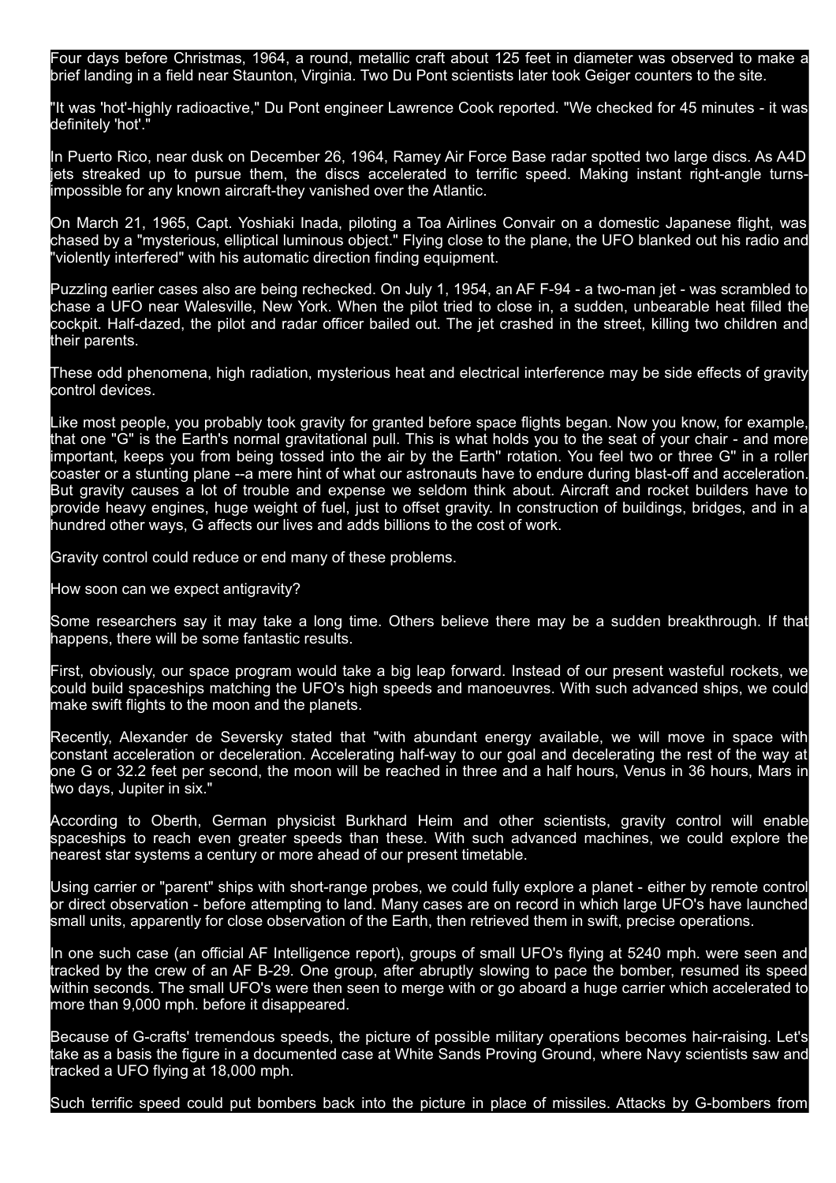Four days before Christmas, 1964, a round, metallic craft about 125 feet in diameter was observed to make a brief landing in a field near Staunton, Virginia. Two Du Pont scientists later took Geiger counters to the site.

"It was 'hot'-highly radioactive," Du Pont engineer Lawrence Cook reported. "We checked for 45 minutes - it was definitely 'hot'."

In Puerto Rico, near dusk on December 26, 1964, Ramey Air Force Base radar spotted two large discs. As A4D jets streaked up to pursue them, the discs accelerated to terrific speed. Making instant right-angle turns-impossible for any known aircraft-they vanished over the Atlantic.

On March 21, 1965, Capt. Yoshiaki Inada, piloting a Toa Airlines Convair on a domestic Japanese flight, was chased by a "mysterious, elliptical luminous object." Flying close to the plane, the UFO blanked out his radio and "violently interfered" with his automatic direction finding equipment.

Puzzling earlier cases also are being rechecked. On July 1, 1954, an AF F-94 - a two-man jet - was scrambled to chase a UFO near Walesville, New York. When the pilot tried to close in, a sudden, unbearable heat filled the cockpit. Half-dazed, the pilot and radar officer bailed out. The jet crashed in the street, killing two children and their parents.

These odd phenomena, high radiation, mysterious heat and electrical interference may be side effects of gravity control devices.

Like most people, you probably took gravity for granted before space flights began. Now you know, for example, that one "G" is the Earth's normal gravitational pull. This is what holds you to the seat of your chair - and more important, keeps you from being tossed into the air by the Earth'' rotation. You feel two or three G'' in a roller coaster or a stunting plane --a mere hint of what our astronauts have to endure during blast-off and acceleration. But gravity causes a lot of trouble and expense we seldom think about. Aircraft and rocket builders have to provide heavy engines, huge weight of fuel, just to offset gravity. In construction of buildings, bridges, and in a hundred other ways, G affects our lives and adds billions to the cost of work.

Gravity control could reduce or end many of these problems.

How soon can we expect antigravity?

Some researchers say it may take a long time. Others believe there may be a sudden breakthrough. If that happens, there will be some fantastic results.

First, obviously, our space program would take a big leap forward. Instead of our present wasteful rockets, we could build spaceships matching the UFO's high speeds and manoeuvres. With such advanced ships, we could make swift flights to the moon and the planets.

Recently, Alexander de Seversky stated that "with abundant energy available, we will move in space with constant acceleration or deceleration. Accelerating half-way to our goal and decelerating the rest of the way at one G or 32.2 feet per second, the moon will be reached in three and a half hours, Venus in 36 hours, Mars in two days, Jupiter in six."

According to Oberth, German physicist Burkhard Heim and other scientists, gravity control will enable spaceships to reach even greater speeds than these. With such advanced machines, we could explore the nearest star systems a century or more ahead of our present timetable.

Using carrier or "parent" ships with short-range probes, we could fully explore a planet - either by remote control or direct observation - before attempting to land. Many cases are on record in which large UFO's have launched small units, apparently for close observation of the Earth, then retrieved them in swift, precise operations.

In one such case (an official AF Intelligence report), groups of small UFO's flying at 5240 mph. were seen and tracked by the crew of an AF B-29. One group, after abruptly slowing to pace the bomber, resumed its speed within seconds. The small UFO's were then seen to merge with or go aboard a huge carrier which accelerated to more than 9,000 mph. before it disappeared.

Because of G-crafts' tremendous speeds, the picture of possible military operations becomes hair-raising. Let's take as a basis the figure in a documented case at White Sands Proving Ground, where Navy scientists saw and tracked a UFO flying at 18,000 mph.

Such terrific speed could put bombers back into the picture in place of missiles. Attacks by G-bombers from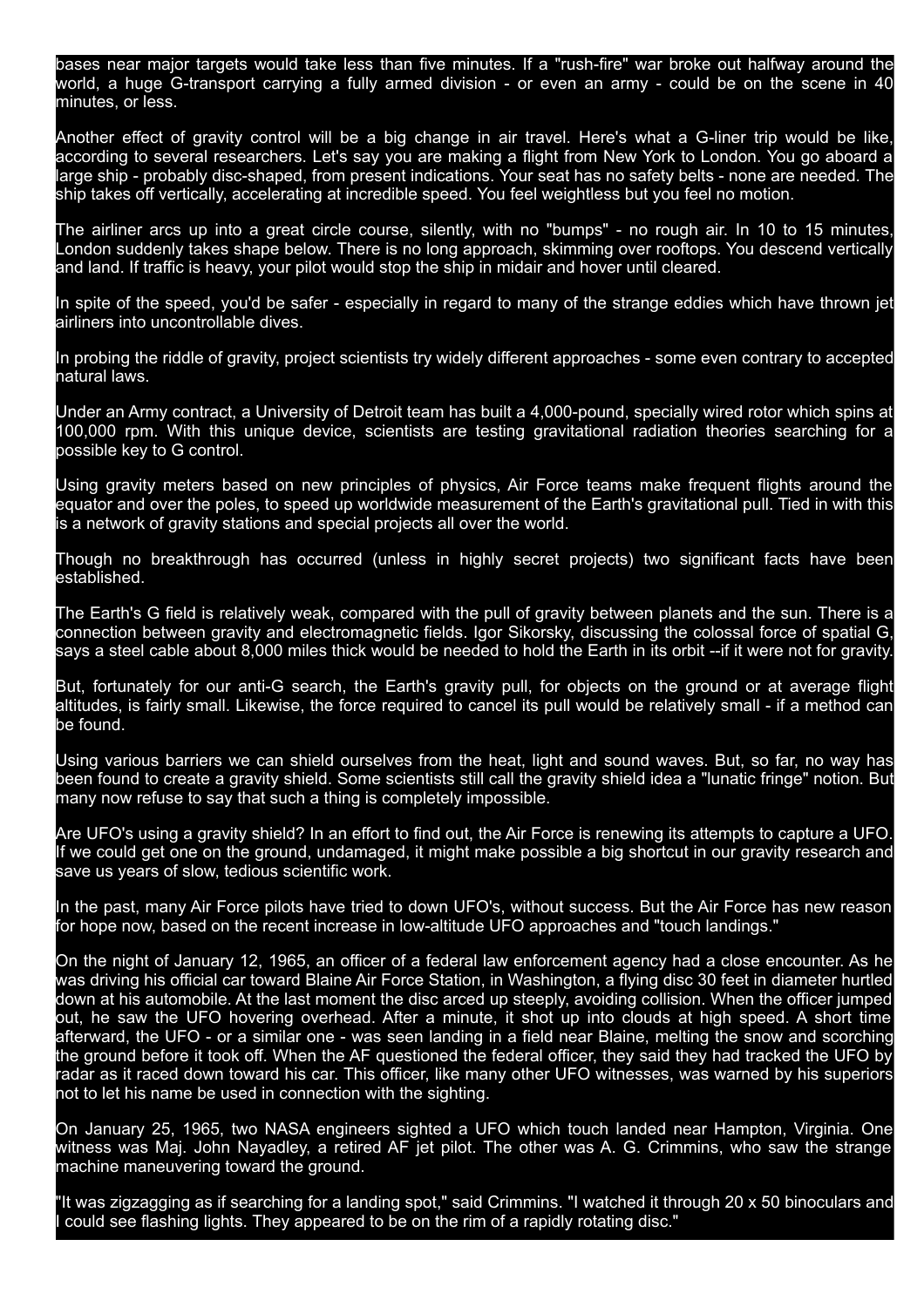bases near major targets would take less than five minutes. If a "rush-fire" war broke out halfway around the world, a huge G-transport carrying a fully armed division - or even an army - could be on the scene in 40 minutes, or less.

Another effect of gravity control will be a big change in air travel. Here's what a G-liner trip would be like, according to several researchers. Let's say you are making a flight from New York to London. You go aboard a large ship - probably disc-shaped, from present indications. Your seat has no safety belts - none are needed. The ship takes off vertically, accelerating at incredible speed. You feel weightless but you feel no motion.

The airliner arcs up into a great circle course, silently, with no "bumps" - no rough air. In 10 to 15 minutes, London suddenly takes shape below. There is no long approach, skimming over rooftops. You descend vertically and land. If traffic is heavy, your pilot would stop the ship in midair and hover until cleared.

In spite of the speed, you'd be safer - especially in regard to many of the strange eddies which have thrown jet airliners into uncontrollable dives.

In probing the riddle of gravity, project scientists try widely different approaches - some even contrary to accepted natural laws.

Under an Army contract, a University of Detroit team has built a 4,000-pound, specially wired rotor which spins at 100,000 rpm. With this unique device, scientists are testing gravitational radiation theories searching for a possible key to G control.

Using gravity meters based on new principles of physics, Air Force teams make frequent flights around the equator and over the poles, to speed up worldwide measurement of the Earth's gravitational pull. Tied in with this is a network of gravity stations and special projects all over the world.

Though no breakthrough has occurred (unless in highly secret projects) two significant facts have been established.

The Earth's G field is relatively weak, compared with the pull of gravity between planets and the sun. There is a connection between gravity and electromagnetic fields. Igor Sikorsky, discussing the colossal force of spatial G, says a steel cable about 8,000 miles thick would be needed to hold the Earth in its orbit --if it were not for gravity.

But, fortunately for our anti-G search, the Earth's gravity pull, for objects on the ground or at average flight altitudes, is fairly small. Likewise, the force required to cancel its pull would be relatively small - if a method can be found.

Using various barriers we can shield ourselves from the heat, light and sound waves. But, so far, no way has been found to create a gravity shield. Some scientists still call the gravity shield idea a "lunatic fringe" notion. But many now refuse to say that such a thing is completely impossible.

Are UFO's using a gravity shield? In an effort to find out, the Air Force is renewing its attempts to capture a UFO. If we could get one on the ground, undamaged, it might make possible a big shortcut in our gravity research and save us years of slow, tedious scientific work.

In the past, many Air Force pilots have tried to down UFO's, without success. But the Air Force has new reason for hope now, based on the recent increase in low-altitude UFO approaches and "touch landings."

On the night of January 12, 1965, an officer of a federal law enforcement agency had a close encounter. As he was driving his official car toward Blaine Air Force Station, in Washington, a flying disc 30 feet in diameter hurtled down at his automobile. At the last moment the disc arced up steeply, avoiding collision. When the officer jumped out, he saw the UFO hovering overhead. After a minute, it shot up into clouds at high speed. A short time afterward, the UFO - or a similar one - was seen landing in a field near Blaine, melting the snow and scorching the ground before it took off. When the AF questioned the federal officer, they said they had tracked the UFO by radar as it raced down toward his car. This officer, like many other UFO witnesses, was warned by his superiors not to let his name be used in connection with the sighting.

On January 25, 1965, two NASA engineers sighted a UFO which touch landed near Hampton, Virginia. One witness was Maj. John Nayadley, a retired AF jet pilot. The other was A. G. Crimmins, who saw the strange machine maneuvering toward the ground.

"It was zigzagging as if searching for a landing spot," said Crimmins. "I watched it through 20 x 50 binoculars and I could see flashing lights. They appeared to be on the rim of a rapidly rotating disc."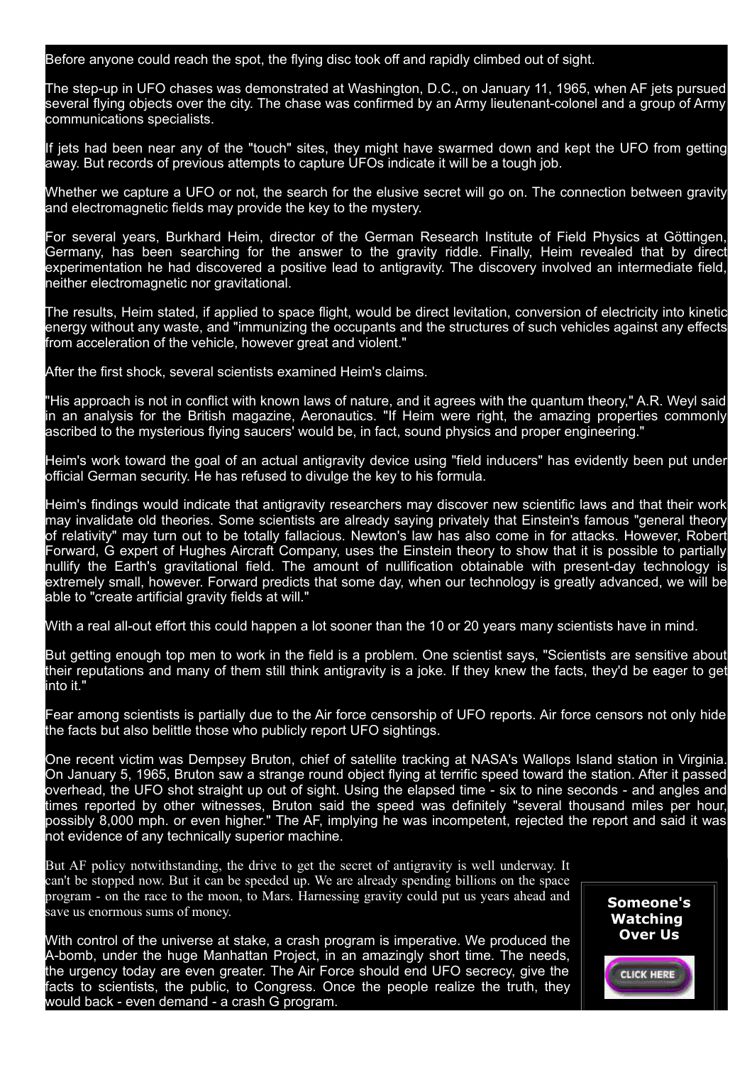Before anyone could reach the spot, the flying disc took off and rapidly climbed out of sight.

The step-up in UFO chases was demonstrated at Washington, D.C., on January 11, 1965, when AF jets pursued several flying objects over the city. The chase was confirmed by an Army lieutenant-colonel and a group of Army communications specialists.

If jets had been near any of the "touch" sites, they might have swarmed down and kept the UFO from getting away. But records of previous attempts to capture UFOs indicate it will be a tough job.

Whether we capture a UFO or not, the search for the elusive secret will go on. The connection between gravity and electromagnetic fields may provide the key to the mystery.

For several years, Burkhard Heim, director of the German Research Institute of Field Physics at Göttingen, Germany, has been searching for the answer to the gravity riddle. Finally, Heim revealed that by direct experimentation he had discovered a positive lead to antigravity. The discovery involved an intermediate field, neither electromagnetic nor gravitational.

The results, Heim stated, if applied to space flight, would be direct levitation, conversion of electricity into kinetic energy without any waste, and "immunizing the occupants and the structures of such vehicles against any effects from acceleration of the vehicle, however great and violent."

After the first shock, several scientists examined Heim's claims.

"His approach is not in conflict with known laws of nature, and it agrees with the quantum theory," A.R. Weyl said in an analysis for the British magazine, Aeronautics. "If Heim were right, the amazing properties commonly ascribed to the mysterious flying saucers' would be, in fact, sound physics and proper engineering."

Heim's work toward the goal of an actual antigravity device using "field inducers" has evidently been put under official German security. He has refused to divulge the key to his formula.

Heim's findings would indicate that antigravity researchers may discover new scientific laws and that their work may invalidate old theories. Some scientists are already saying privately that Einstein's famous "general theory of relativity" may turn out to be totally fallacious. Newton's law has also come in for attacks. However, Robert Forward, G expert of Hughes Aircraft Company, uses the Einstein theory to show that it is possible to partially nullify the Earth's gravitational field. The amount of nullification obtainable with present-day technology is extremely small, however. Forward predicts that some day, when our technology is greatly advanced, we will be able to "create artificial gravity fields at will."

With a real all-out effort this could happen a lot sooner than the 10 or 20 years many scientists have in mind.

But getting enough top men to work in the field is a problem. One scientist says, "Scientists are sensitive about their reputations and many of them still think antigravity is a joke. If they knew the facts, they'd be eager to get into it."

Fear among scientists is partially due to the Air force censorship of UFO reports. Air force censors not only hide the facts but also belittle those who publicly report UFO sightings.

One recent victim was Dempsey Bruton, chief of satellite tracking at NASA's Wallops Island station in Virginia. On January 5, 1965, Bruton saw a strange round object flying at terrific speed toward the station. After it passed overhead, the UFO shot straight up out of sight. Using the elapsed time - six to nine seconds - and angles and times reported by other witnesses, Bruton said the speed was definitely "several thousand miles per hour, possibly 8,000 mph. or even higher." The AF, implying he was incompetent, rejected the report and said it was not evidence of any technically superior machine.

But AF policy notwithstanding, the drive to get the secret of antigravity is well underway. It can't be stopped now. But it can be speeded up. We are already spending billions on the space program - on the race to the moon, to Mars. Harnessing gravity could put us years ahead and save us enormous sums of money.

With control of the universe at stake, a crash program is imperative. We produced the A-bomb, under the huge Manhattan Project, in an amazingly short time. The needs, the urgency today are even greater. The Air Force should end UFO secrecy, give the facts to scientists, the public, to Congress. Once the people realize the truth, they would back - even demand - a crash G program.

**Someone's Watching Over Us**

CLICK HERE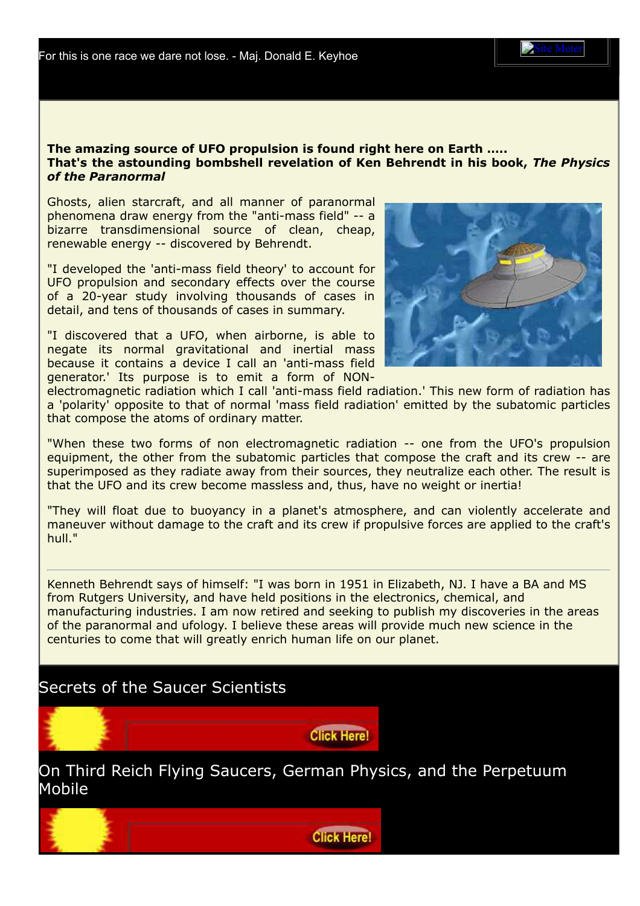For this is one race we dare not lose. - Maj. Donald E. Keyhoe

**The amazing source of UFO propulsion is found right here on Earth .....**
**That's the astounding bombshell revelation of Ken Behrendt in his book, *The Physics of the Paranormal***

Ghosts, alien starcraft, and all manner of paranormal phenomena draw energy from the "anti-mass field" -- a bizarre transdimensional source of clean, cheap, renewable energy -- discovered by Behrendt.

"I developed the 'anti-mass field theory' to account for UFO propulsion and secondary effects over the course of a 20-year study involving thousands of cases in detail, and tens of thousands of cases in summary.

"I discovered that a UFO, when airborne, is able to negate its normal gravitational and inertial mass because it contains a device I call an 'anti-mass field generator.' Its purpose is to emit a form of NON-electromagnetic radiation which I call 'anti-mass field radiation.' This new form of radiation has a 'polarity' opposite to that of normal 'mass field radiation' emitted by the subatomic particles that compose the atoms of ordinary matter.

"When these two forms of non electromagnetic radiation -- one from the UFO's propulsion equipment, the other from the subatomic particles that compose the craft and its crew -- are superimposed as they radiate away from their sources, they neutralize each other. The result is that the UFO and its crew become massless and, thus, have no weight or inertia!

"They will float due to buoyancy in a planet's atmosphere, and can violently accelerate and maneuver without damage to the craft and its crew if propulsive forces are applied to the craft's hull."

---

Kenneth Behrendt says of himself: "I was born in 1951 in Elizabeth, NJ. I have a BA and MS from Rutgers University, and have held positions in the electronics, chemical, and manufacturing industries. I am now retired and seeking to publish my discoveries in the areas of the paranormal and ufology. I believe these areas will provide much new science in the centuries to come that will greatly enrich human life on our planet.

Secrets of the Saucer Scientists

Click Here!

On Third Reich Flying Saucers, German Physics, and the Perpetuum Mobile

Click Here!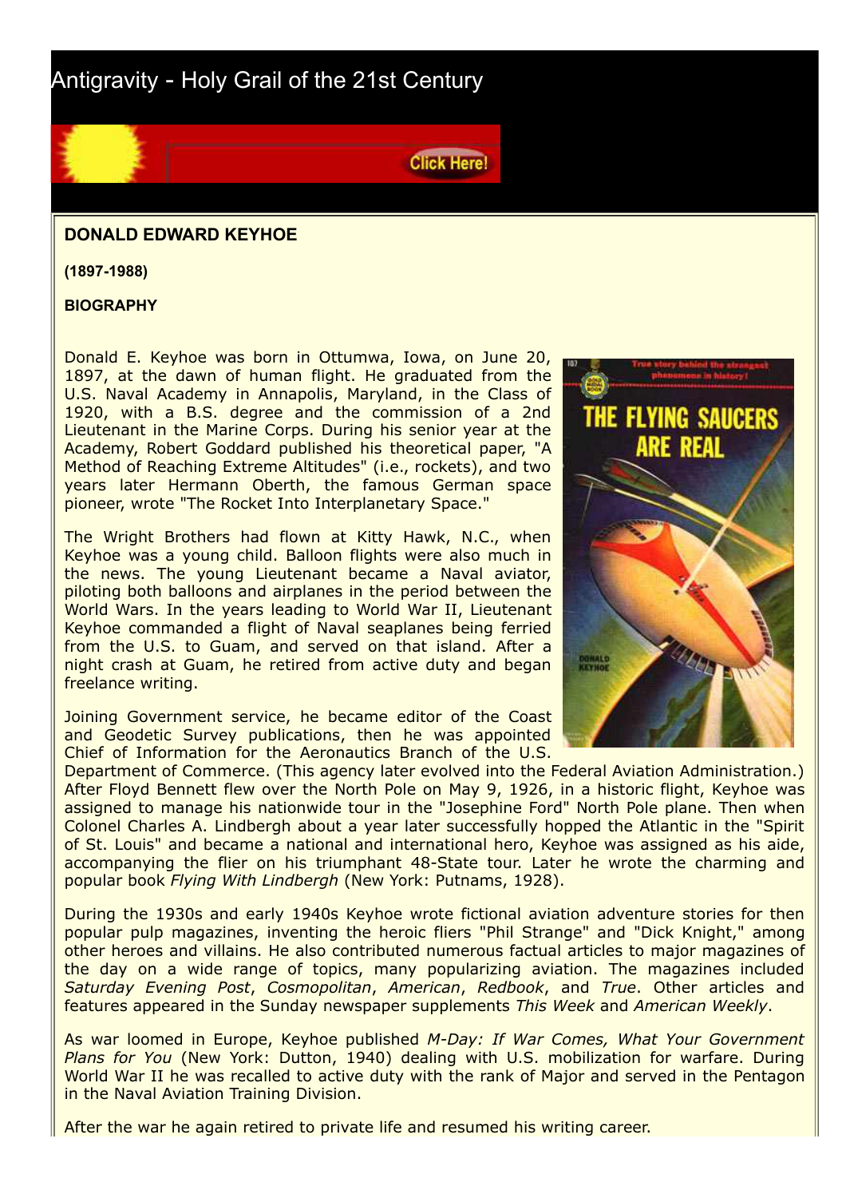Antigravity - Holy Grail of the 21st Century

Click Here!

**DONALD EDWARD KEYHOE**

**(1897-1988)**

**BIOGRAPHY**

Donald E. Keyhoe was born in Ottumwa, Iowa, on June 20, 1897, at the dawn of human flight. He graduated from the U.S. Naval Academy in Annapolis, Maryland, in the Class of 1920, with a B.S. degree and the commission of a 2nd Lieutenant in the Marine Corps. During his senior year at the Academy, Robert Goddard published his theoretical paper, "A Method of Reaching Extreme Altitudes" (i.e., rockets), and two years later Hermann Oberth, the famous German space pioneer, wrote "The Rocket Into Interplanetary Space."

The Wright Brothers had flown at Kitty Hawk, N.C., when Keyhoe was a young child. Balloon flights were also much in the news. The young Lieutenant became a Naval aviator, piloting both balloons and airplanes in the period between the World Wars. In the years leading to World War II, Lieutenant Keyhoe commanded a flight of Naval seaplanes being ferried from the U.S. to Guam, and served on that island. After a night crash at Guam, he retired from active duty and began freelance writing.

Joining Government service, he became editor of the Coast and Geodetic Survey publications, then he was appointed Chief of Information for the Aeronautics Branch of the U.S. Department of Commerce. (This agency later evolved into the Federal Aviation Administration.) After Floyd Bennett flew over the North Pole on May 9, 1926, in a historic flight, Keyhoe was assigned to manage his nationwide tour in the "Josephine Ford" North Pole plane. Then when Colonel Charles A. Lindbergh about a year later successfully hopped the Atlantic in the "Spirit of St. Louis" and became a national and international hero, Keyhoe was assigned as his aide, accompanying the flier on his triumphant 48-State tour. Later he wrote the charming and popular book *Flying With Lindbergh* (New York: Putnams, 1928).

During the 1930s and early 1940s Keyhoe wrote fictional aviation adventure stories for then popular pulp magazines, inventing the heroic fliers "Phil Strange" and "Dick Knight," among other heroes and villains. He also contributed numerous factual articles to major magazines of the day on a wide range of topics, many popularizing aviation. The magazines included *Saturday Evening Post*, *Cosmopolitan*, *American*, *Redbook*, and *True*. Other articles and features appeared in the Sunday newspaper supplements *This Week* and *American Weekly*.

As war loomed in Europe, Keyhoe published *M-Day: If War Comes, What Your Government Plans for You* (New York: Dutton, 1940) dealing with U.S. mobilization for warfare. During World War II he was recalled to active duty with the rank of Major and served in the Pentagon in the Naval Aviation Training Division.

After the war he again retired to private life and resumed his writing career.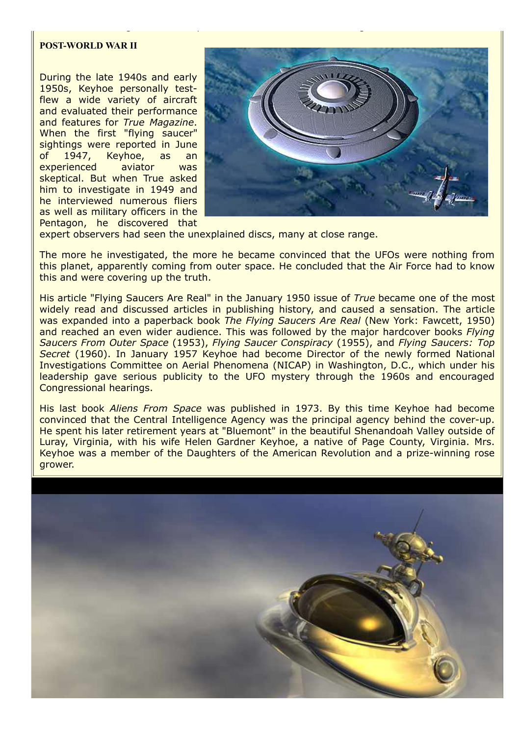**POST-WORLD WAR II**

During the late 1940s and early 1950s, Keyhoe personally test-flew a wide variety of aircraft and evaluated their performance and features for *True Magazine*. When the first "flying saucer" sightings were reported in June of 1947, Keyhoe, as an experienced aviator was skeptical. But when True asked him to investigate in 1949 and he interviewed numerous fliers as well as military officers in the Pentagon, he discovered that expert observers had seen the unexplained discs, many at close range.

The more he investigated, the more he became convinced that the UFOs were nothing from this planet, apparently coming from outer space. He concluded that the Air Force had to know this and were covering up the truth.

His article "Flying Saucers Are Real" in the January 1950 issue of *True* became one of the most widely read and discussed articles in publishing history, and caused a sensation. The article was expanded into a paperback book *The Flying Saucers Are Real* (New York: Fawcett, 1950) and reached an even wider audience. This was followed by the major hardcover books *Flying Saucers From Outer Space* (1953), *Flying Saucer Conspiracy* (1955), and *Flying Saucers: Top Secret* (1960). In January 1957 Keyhoe had become Director of the newly formed National Investigations Committee on Aerial Phenomena (NICAP) in Washington, D.C., which under his leadership gave serious publicity to the UFO mystery through the 1960s and encouraged Congressional hearings.

His last book *Aliens From Space* was published in 1973. By this time Keyhoe had become convinced that the Central Intelligence Agency was the principal agency behind the cover-up. He spent his later retirement years at "Bluemont" in the beautiful Shenandoah Valley outside of Luray, Virginia, with his wife Helen Gardner Keyhoe, a native of Page County, Virginia. Mrs. Keyhoe was a member of the Daughters of the American Revolution and a prize-winning rose grower.